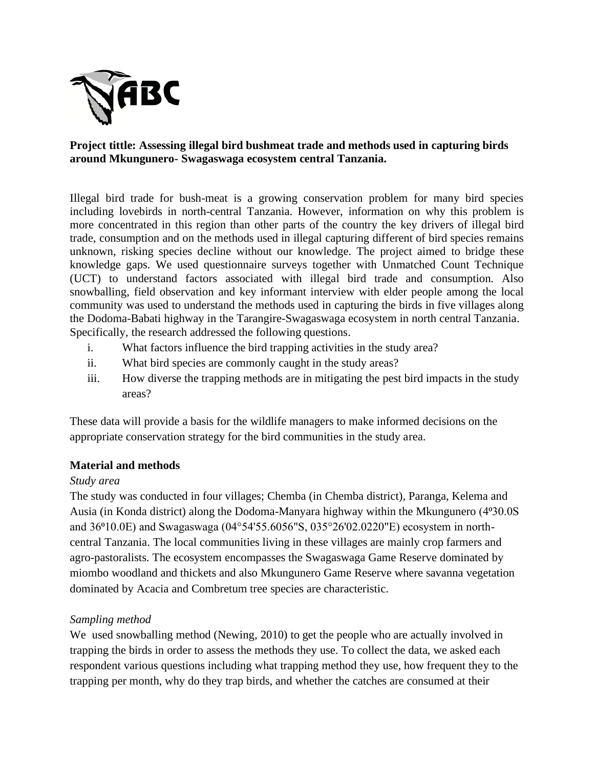**Project tittle: Assessing illegal bird bushmeat trade and methods used in capturing birds around Mkungunero- Swagaswaga ecosystem central Tanzania.**

Illegal bird trade for bush-meat is a growing conservation problem for many bird species including lovebirds in north-central Tanzania. However, information on why this problem is more concentrated in this region than other parts of the country the key drivers of illegal bird trade, consumption and on the methods used in illegal capturing different of bird species remains unknown, risking species decline without our knowledge. The project aimed to bridge these knowledge gaps. We used questionnaire surveys together with Unmatched Count Technique (UCT) to understand factors associated with illegal bird trade and consumption. Also snowballing, field observation and key informant interview with elder people among the local community was used to understand the methods used in capturing the birds in five villages along the Dodoma-Babati highway in the Tarangire-Swagaswaga ecosystem in north central Tanzania. Specifically, the research addressed the following questions.

i. What factors influence the bird trapping activities in the study area?
ii. What bird species are commonly caught in the study areas?
iii. How diverse the trapping methods are in mitigating the pest bird impacts in the study areas?

These data will provide a basis for the wildlife managers to make informed decisions on the appropriate conservation strategy for the bird communities in the study area.

## Material and methods

### *Study area*

The study was conducted in four villages; Chemba (in Chemba district), Paranga, Kelema and Ausia (in Konda district) along the Dodoma-Manyara highway within the Mkungunero (4º30.0S and 36º10.0E) and Swagaswaga (04°54'55.6056"S, 035°26'02.0220"E) ecosystem in north-central Tanzania. The local communities living in these villages are mainly crop farmers and agro-pastoralists. The ecosystem encompasses the Swagaswaga Game Reserve dominated by miombo woodland and thickets and also Mkungunero Game Reserve where savanna vegetation dominated by Acacia and Combretum tree species are characteristic.

### *Sampling method*

We used snowballing method (Newing, 2010) to get the people who are actually involved in trapping the birds in order to assess the methods they use. To collect the data, we asked each respondent various questions including what trapping method they use, how frequent they to the trapping per month, why do they trap birds, and whether the catches are consumed at their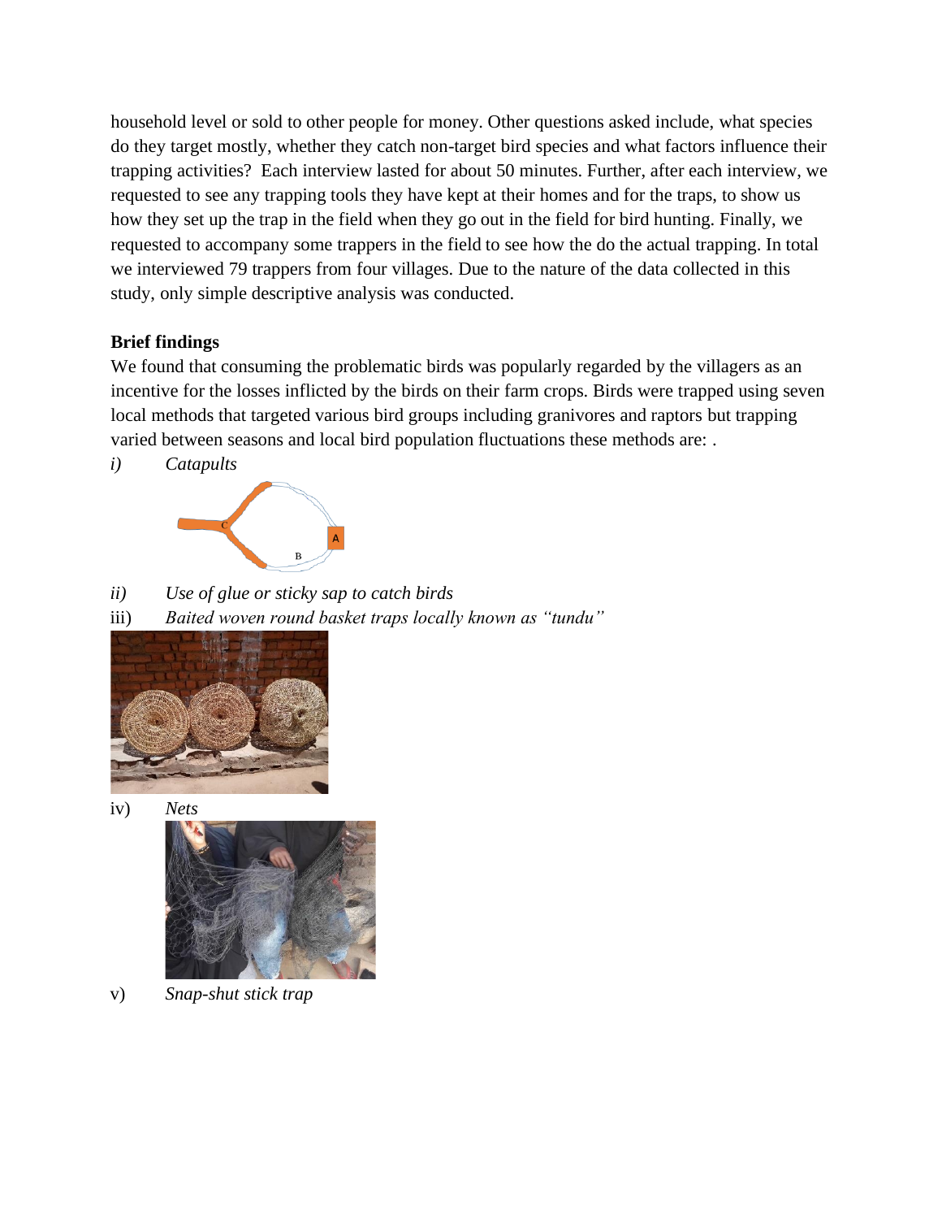household level or sold to other people for money. Other questions asked include, what species do they target mostly, whether they catch non-target bird species and what factors influence their trapping activities? Each interview lasted for about 50 minutes. Further, after each interview, we requested to see any trapping tools they have kept at their homes and for the traps, to show us how they set up the trap in the field when they go out in the field for bird hunting. Finally, we requested to accompany some trappers in the field to see how the do the actual trapping. In total we interviewed 79 trappers from four villages. Due to the nature of the data collected in this study, only simple descriptive analysis was conducted.

**Brief findings**

We found that consuming the problematic birds was popularly regarded by the villagers as an incentive for the losses inflicted by the birds on their farm crops. Birds were trapped using seven local methods that targeted various bird groups including granivores and raptors but trapping varied between seasons and local bird population fluctuations these methods are: .

*i)* *Catapults*

*ii)* *Use of glue or sticky sap to catch birds*

iii) *Baited woven round basket traps locally known as "tundu"*

iv) *Nets*

v) *Snap-shut stick trap*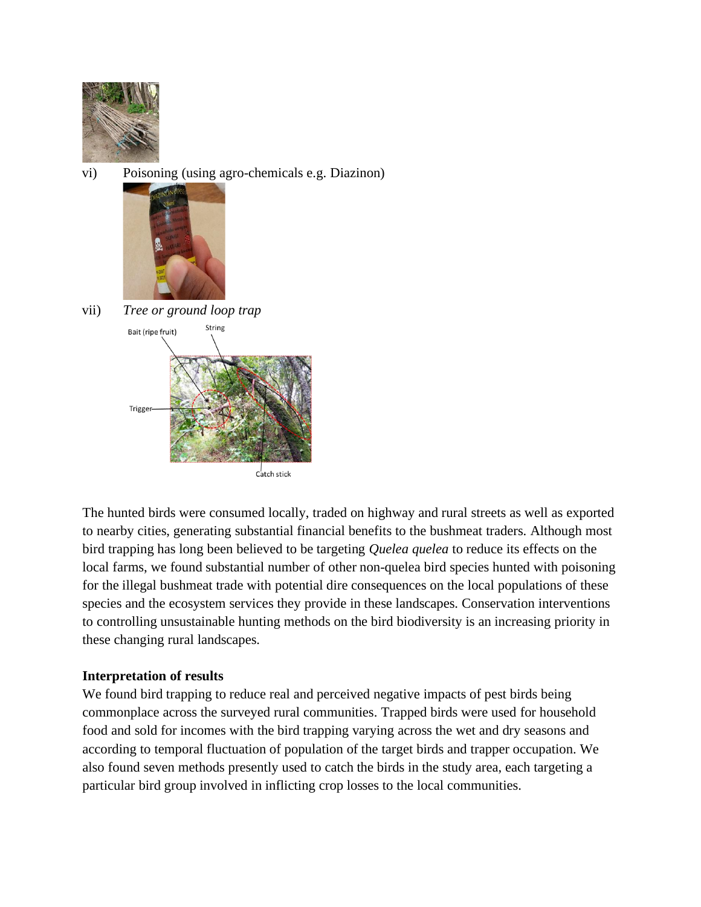vi) Poisoning (using agro-chemicals e.g. Diazinon)

vii) *Tree or ground loop trap*

The hunted birds were consumed locally, traded on highway and rural streets as well as exported to nearby cities, generating substantial financial benefits to the bushmeat traders. Although most bird trapping has long been believed to be targeting *Quelea quelea* to reduce its effects on the local farms, we found substantial number of other non-quelea bird species hunted with poisoning for the illegal bushmeat trade with potential dire consequences on the local populations of these species and the ecosystem services they provide in these landscapes. Conservation interventions to controlling unsustainable hunting methods on the bird biodiversity is an increasing priority in these changing rural landscapes.

**Interpretation of results**

We found bird trapping to reduce real and perceived negative impacts of pest birds being commonplace across the surveyed rural communities. Trapped birds were used for household food and sold for incomes with the bird trapping varying across the wet and dry seasons and according to temporal fluctuation of population of the target birds and trapper occupation. We also found seven methods presently used to catch the birds in the study area, each targeting a particular bird group involved in inflicting crop losses to the local communities.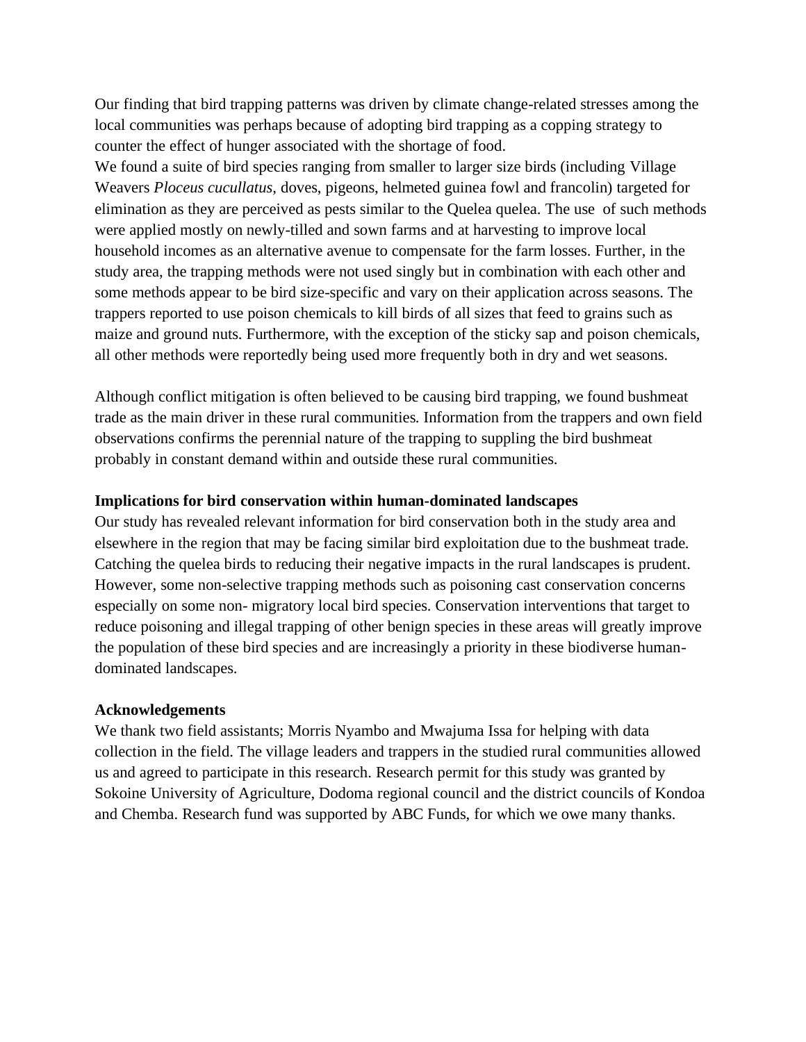Our finding that bird trapping patterns was driven by climate change-related stresses among the local communities was perhaps because of adopting bird trapping as a copping strategy to counter the effect of hunger associated with the shortage of food.

We found a suite of bird species ranging from smaller to larger size birds (including Village Weavers *Ploceus cucullatus*, doves, pigeons, helmeted guinea fowl and francolin) targeted for elimination as they are perceived as pests similar to the Quelea quelea. The use of such methods were applied mostly on newly-tilled and sown farms and at harvesting to improve local household incomes as an alternative avenue to compensate for the farm losses. Further, in the study area, the trapping methods were not used singly but in combination with each other and some methods appear to be bird size-specific and vary on their application across seasons. The trappers reported to use poison chemicals to kill birds of all sizes that feed to grains such as maize and ground nuts. Furthermore, with the exception of the sticky sap and poison chemicals, all other methods were reportedly being used more frequently both in dry and wet seasons.

Although conflict mitigation is often believed to be causing bird trapping, we found bushmeat trade as the main driver in these rural communities. Information from the trappers and own field observations confirms the perennial nature of the trapping to suppling the bird bushmeat probably in constant demand within and outside these rural communities.

## Implications for bird conservation within human-dominated landscapes

Our study has revealed relevant information for bird conservation both in the study area and elsewhere in the region that may be facing similar bird exploitation due to the bushmeat trade. Catching the quelea birds to reducing their negative impacts in the rural landscapes is prudent. However, some non-selective trapping methods such as poisoning cast conservation concerns especially on some non- migratory local bird species. Conservation interventions that target to reduce poisoning and illegal trapping of other benign species in these areas will greatly improve the population of these bird species and are increasingly a priority in these biodiverse human-dominated landscapes.

## Acknowledgements

We thank two field assistants; Morris Nyambo and Mwajuma Issa for helping with data collection in the field. The village leaders and trappers in the studied rural communities allowed us and agreed to participate in this research. Research permit for this study was granted by Sokoine University of Agriculture, Dodoma regional council and the district councils of Kondoa and Chemba. Research fund was supported by ABC Funds, for which we owe many thanks.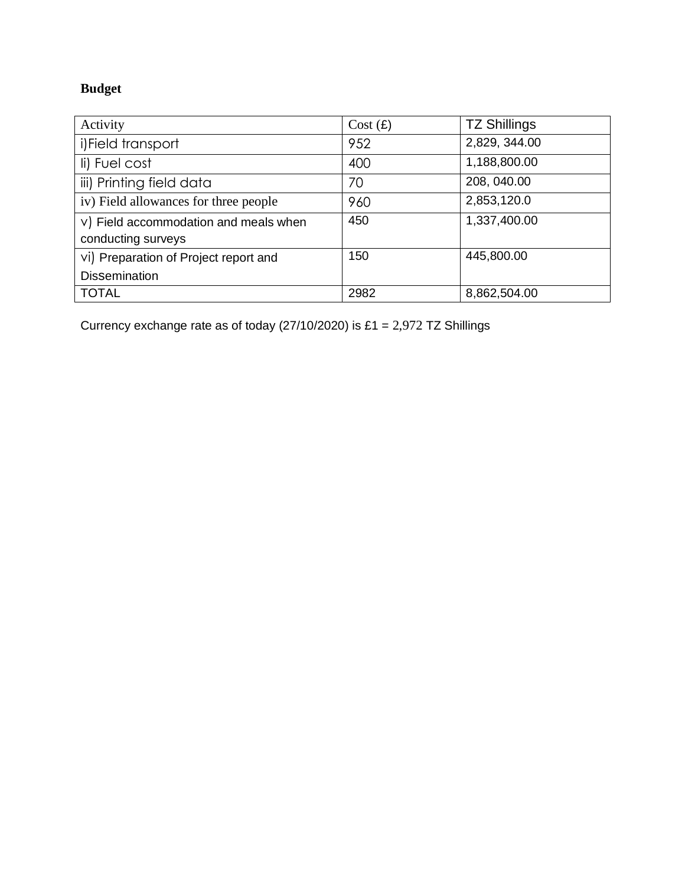**Budget**

| Activity | Cost (£) | TZ Shillings |
|---|---|---|
| i)Field transport | 952 | 2,829, 344.00 |
| Ii) Fuel cost | 400 | 1,188,800.00 |
| iii) Printing field data | 70 | 208, 040.00 |
| iv) Field allowances for three people | 960 | 2,853,120.0 |
| v) Field accommodation and meals when conducting surveys | 450 | 1,337,400.00 |
| vi) Preparation of Project report and Dissemination | 150 | 445,800.00 |
| TOTAL | 2982 | 8,862,504.00 |

Currency exchange rate as of today (27/10/2020) is £1 = 2,972 TZ Shillings